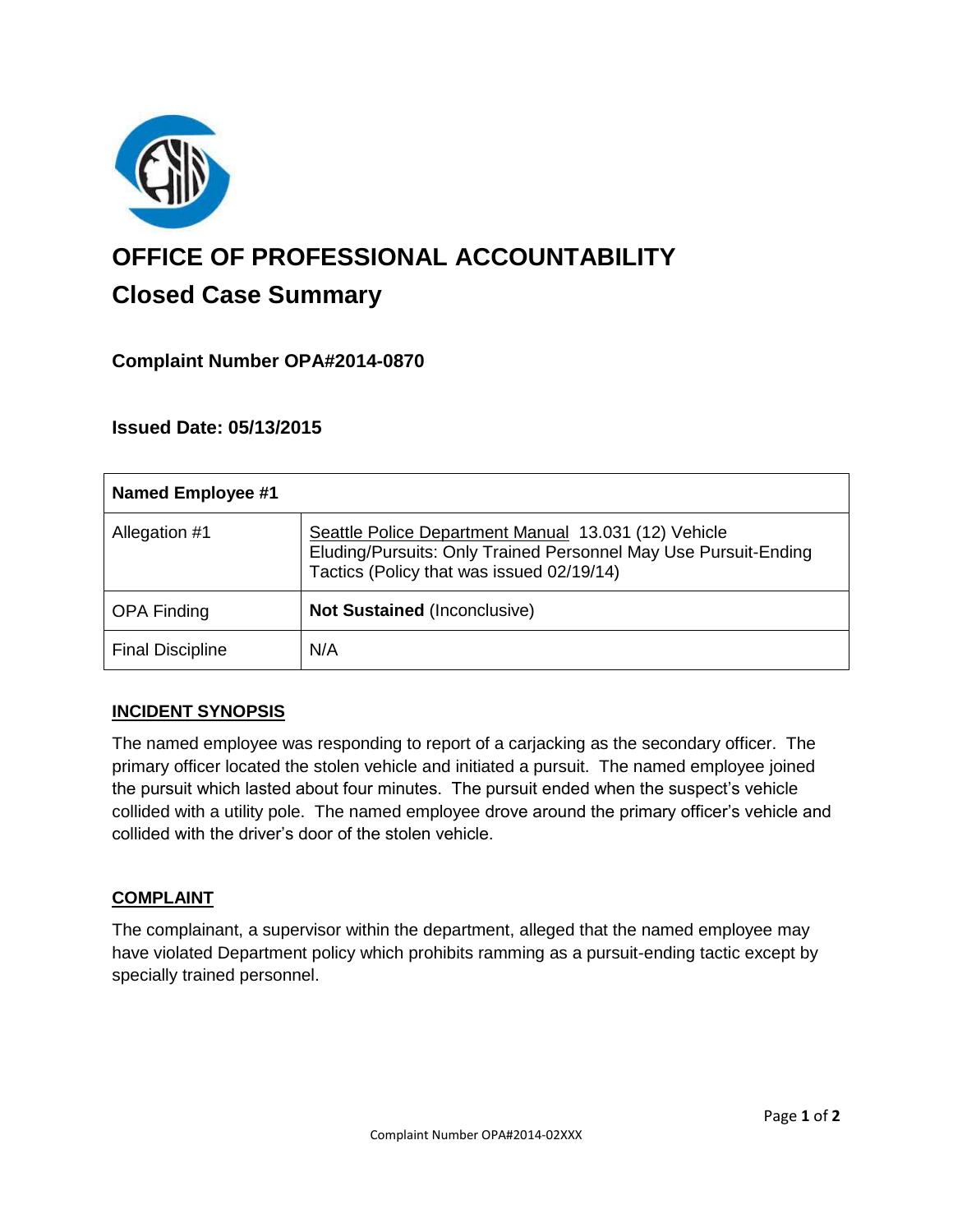# OFFICE OF PROFESSIONAL ACCOUNTABILITY

## Closed Case Summary

### Complaint Number OPA#2014-0870

### Issued Date: 05/13/2015

| Named Employee #1 | |
|---|---|
| Allegation #1 | Seattle Police Department Manual 13.031 (12) Vehicle Eluding/Pursuits: Only Trained Personnel May Use Pursuit-Ending Tactics (Policy that was issued 02/19/14) |
| OPA Finding | **Not Sustained** (Inconclusive) |
| Final Discipline | N/A |

**INCIDENT SYNOPSIS**

The named employee was responding to report of a carjacking as the secondary officer. The primary officer located the stolen vehicle and initiated a pursuit. The named employee joined the pursuit which lasted about four minutes. The pursuit ended when the suspect's vehicle collided with a utility pole. The named employee drove around the primary officer's vehicle and collided with the driver's door of the stolen vehicle.

**COMPLAINT**

The complainant, a supervisor within the department, alleged that the named employee may have violated Department policy which prohibits ramming as a pursuit-ending tactic except by specially trained personnel.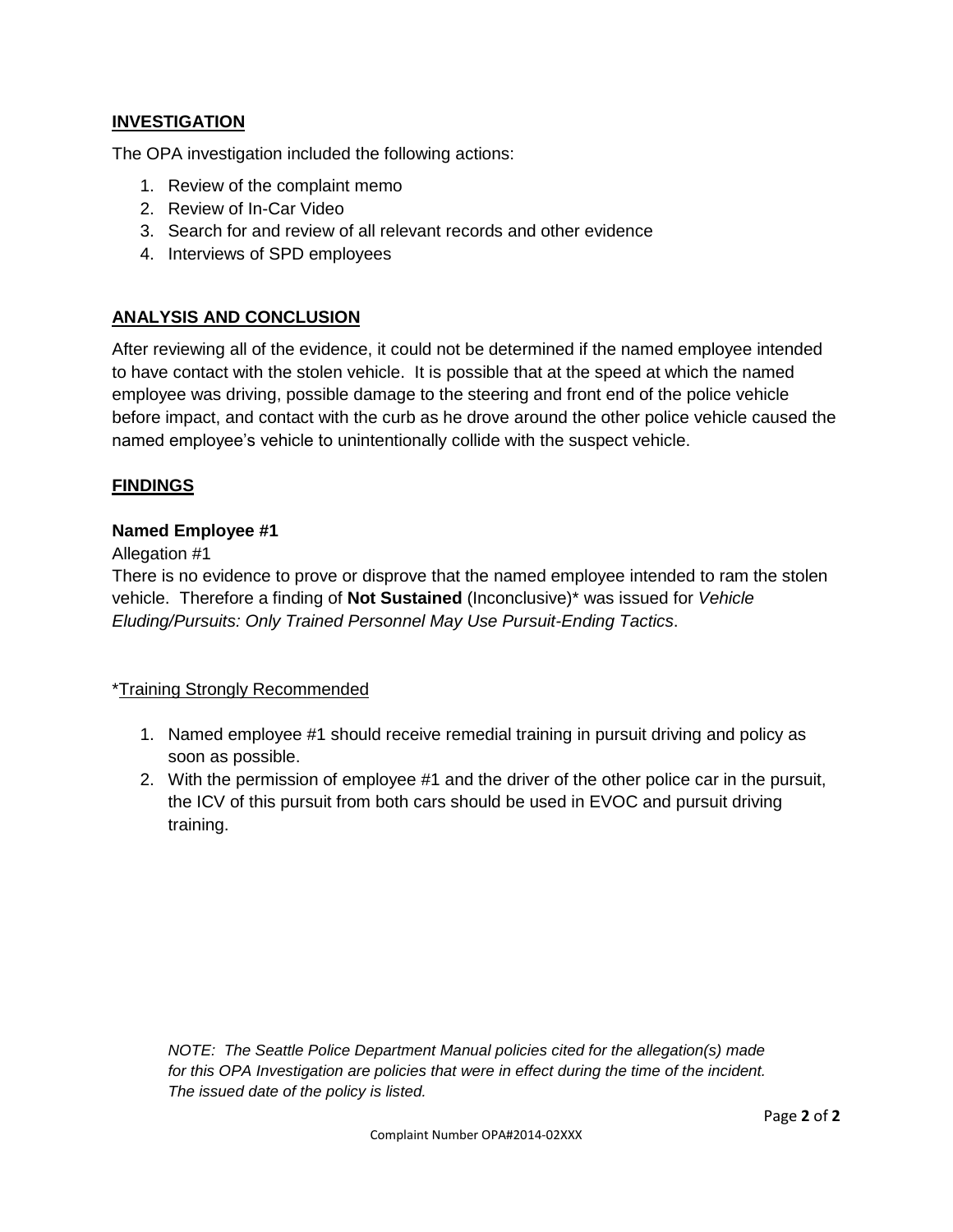## INVESTIGATION

The OPA investigation included the following actions:

1. Review of the complaint memo
2. Review of In-Car Video
3. Search for and review of all relevant records and other evidence
4. Interviews of SPD employees

## ANALYSIS AND CONCLUSION

After reviewing all of the evidence, it could not be determined if the named employee intended to have contact with the stolen vehicle. It is possible that at the speed at which the named employee was driving, possible damage to the steering and front end of the police vehicle before impact, and contact with the curb as he drove around the other police vehicle caused the named employee's vehicle to unintentionally collide with the suspect vehicle.

## FINDINGS

**Named Employee #1**

Allegation #1

There is no evidence to prove or disprove that the named employee intended to ram the stolen vehicle. Therefore a finding of **Not Sustained** (Inconclusive)* was issued for *Vehicle Eluding/Pursuits: Only Trained Personnel May Use Pursuit-Ending Tactics*.

*Training Strongly Recommended

1. Named employee #1 should receive remedial training in pursuit driving and policy as soon as possible.
2. With the permission of employee #1 and the driver of the other police car in the pursuit, the ICV of this pursuit from both cars should be used in EVOC and pursuit driving training.

*NOTE: The Seattle Police Department Manual policies cited for the allegation(s) made for this OPA Investigation are policies that were in effect during the time of the incident. The issued date of the policy is listed.*

Complaint Number OPA#2014-02XXX